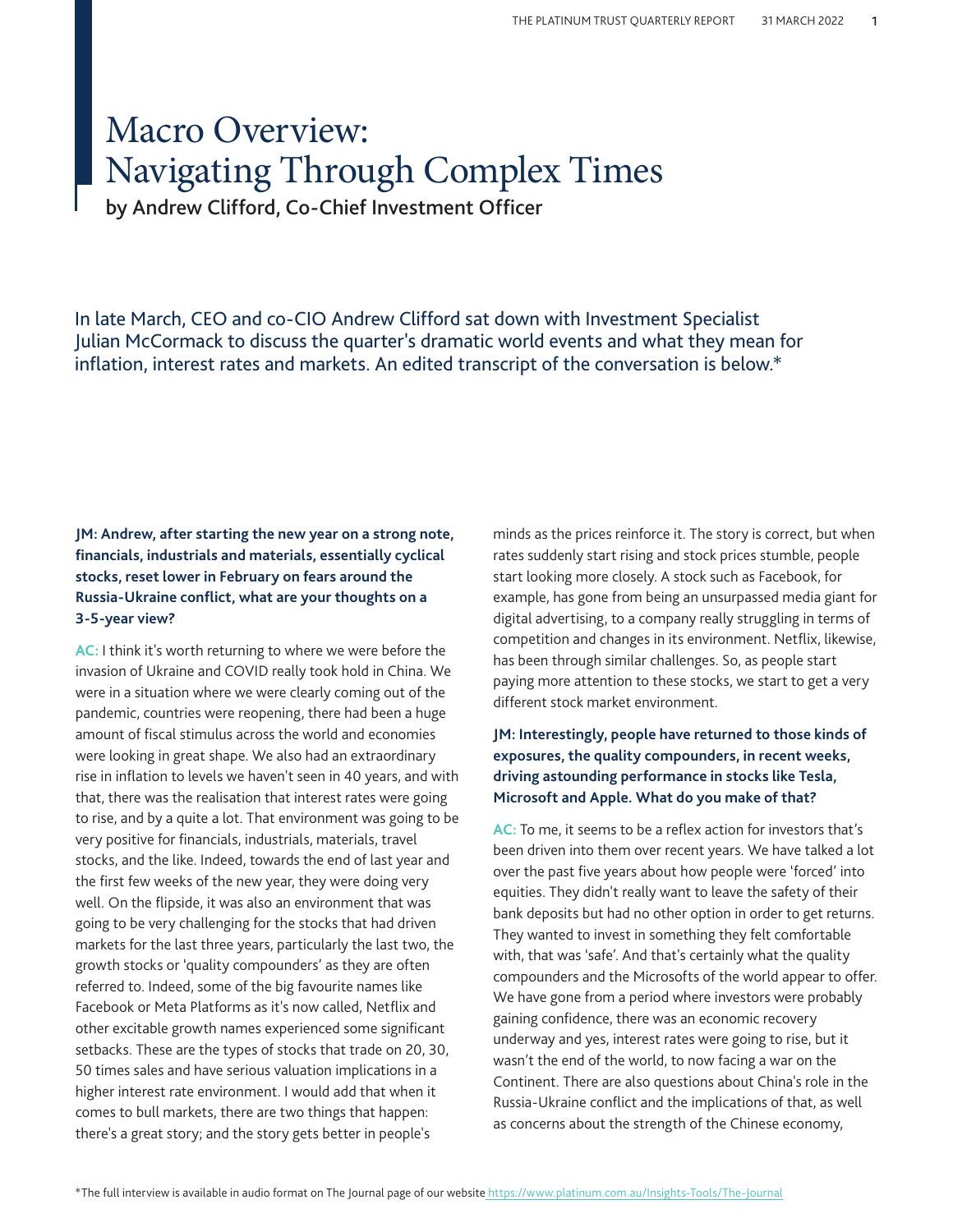# Macro Overview: Navigating Through Complex Times

**by Andrew Clifford, Co-Chief Investment Officer**

In late March, CEO and co-CIO Andrew Clifford sat down with Investment Specialist Julian McCormack to discuss the quarter's dramatic world events and what they mean for inflation, interest rates and markets. An edited transcript of the conversation is below.*

**JM: Andrew, after starting the new year on a strong note, financials, industrials and materials, essentially cyclical stocks, reset lower in February on fears around the Russia-Ukraine conflict, what are your thoughts on a 3-5-year view?**

**AC:** I think it's worth returning to where we were before the invasion of Ukraine and COVID really took hold in China. We were in a situation where we were clearly coming out of the pandemic, countries were reopening, there had been a huge amount of fiscal stimulus across the world and economies were looking in great shape. We also had an extraordinary rise in inflation to levels we haven't seen in 40 years, and with that, there was the realisation that interest rates were going to rise, and by a quite a lot. That environment was going to be very positive for financials, industrials, materials, travel stocks, and the like. Indeed, towards the end of last year and the first few weeks of the new year, they were doing very well. On the flipside, it was also an environment that was going to be very challenging for the stocks that had driven markets for the last three years, particularly the last two, the growth stocks or 'quality compounders' as they are often referred to. Indeed, some of the big favourite names like Facebook or Meta Platforms as it's now called, Netflix and other excitable growth names experienced some significant setbacks. These are the types of stocks that trade on 20, 30, 50 times sales and have serious valuation implications in a higher interest rate environment. I would add that when it comes to bull markets, there are two things that happen: there's a great story; and the story gets better in people's minds as the prices reinforce it. The story is correct, but when rates suddenly start rising and stock prices stumble, people start looking more closely. A stock such as Facebook, for example, has gone from being an unsurpassed media giant for digital advertising, to a company really struggling in terms of competition and changes in its environment. Netflix, likewise, has been through similar challenges. So, as people start paying more attention to these stocks, we start to get a very different stock market environment.

**JM: Interestingly, people have returned to those kinds of exposures, the quality compounders, in recent weeks, driving astounding performance in stocks like Tesla, Microsoft and Apple. What do you make of that?**

**AC:** To me, it seems to be a reflex action for investors that's been driven into them over recent years. We have talked a lot over the past five years about how people were 'forced' into equities. They didn't really want to leave the safety of their bank deposits but had no other option in order to get returns. They wanted to invest in something they felt comfortable with, that was 'safe'. And that's certainly what the quality compounders and the Microsofts of the world appear to offer. We have gone from a period where investors were probably gaining confidence, there was an economic recovery underway and yes, interest rates were going to rise, but it wasn't the end of the world, to now facing a war on the Continent. There are also questions about China's role in the Russia-Ukraine conflict and the implications of that, as well as concerns about the strength of the Chinese economy,

*The full interview is available in audio format on The Journal page of our website https://www.platinum.com.au/Insights-Tools/The-Journal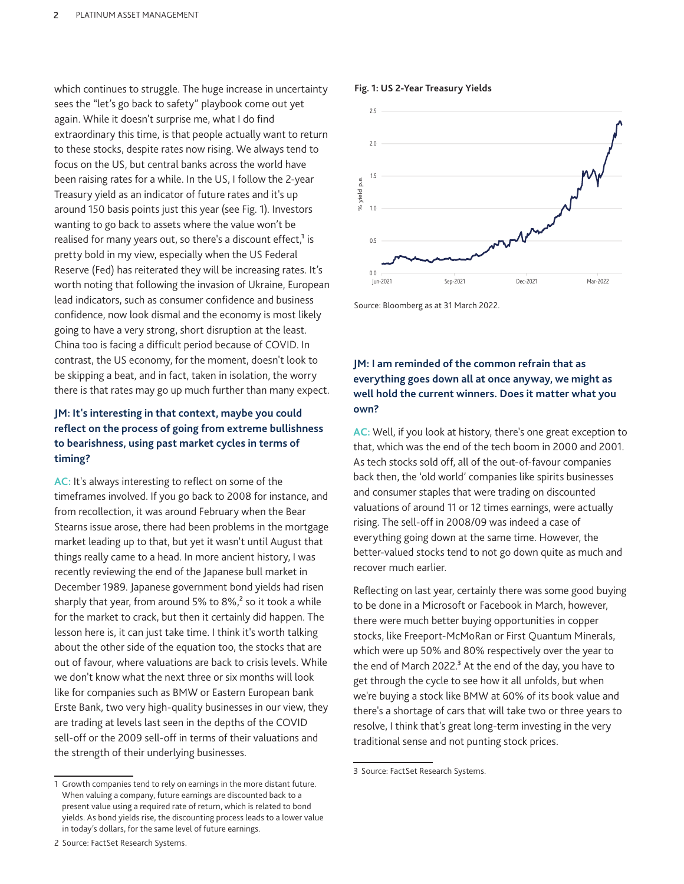which continues to struggle. The huge increase in uncertainty sees the "let's go back to safety" playbook come out yet again. While it doesn't surprise me, what I do find extraordinary this time, is that people actually want to return to these stocks, despite rates now rising. We always tend to focus on the US, but central banks across the world have been raising rates for a while. In the US, I follow the 2-year Treasury yield as an indicator of future rates and it's up around 150 basis points just this year (see Fig. 1). Investors wanting to go back to assets where the value won't be realised for many years out, so there's a discount effect,[1] is pretty bold in my view, especially when the US Federal Reserve (Fed) has reiterated they will be increasing rates. It's worth noting that following the invasion of Ukraine, European lead indicators, such as consumer confidence and business confidence, now look dismal and the economy is most likely going to have a very strong, short disruption at the least. China too is facing a difficult period because of COVID. In contrast, the US economy, for the moment, doesn't look to be skipping a beat, and in fact, taken in isolation, the worry there is that rates may go up much further than many expect.

### JM: It's interesting in that context, maybe you could reflect on the process of going from extreme bullishness to bearishness, using past market cycles in terms of timing?

**AC:** It's always interesting to reflect on some of the timeframes involved. If you go back to 2008 for instance, and from recollection, it was around February when the Bear Stearns issue arose, there had been problems in the mortgage market leading up to that, but yet it wasn't until August that things really came to a head. In more ancient history, I was recently reviewing the end of the Japanese bull market in December 1989. Japanese government bond yields had risen sharply that year, from around 5% to 8%,[2] so it took a while for the market to crack, but then it certainly did happen. The lesson here is, it can just take time. I think it's worth talking about the other side of the equation too, the stocks that are out of favour, where valuations are back to crisis levels. While we don't know what the next three or six months will look like for companies such as BMW or Eastern European bank Erste Bank, two very high-quality businesses in our view, they are trading at levels last seen in the depths of the COVID sell-off or the 2009 sell-off in terms of their valuations and the strength of their underlying businesses.

**Fig. 1: US 2-Year Treasury Yields**

2.5
2.0
1.5
1.0
0.5
0.0
% yield p.a.
Jun-2021
Sep-2021
Dec-2021
Mar-2022

Source: Bloomberg as at 31 March 2022.

### JM: I am reminded of the common refrain that as everything goes down all at once anyway, we might as well hold the current winners. Does it matter what you own?

**AC:** Well, if you look at history, there's one great exception to that, which was the end of the tech boom in 2000 and 2001. As tech stocks sold off, all of the out-of-favour companies back then, the 'old world' companies like spirits businesses and consumer staples that were trading on discounted valuations of around 11 or 12 times earnings, were actually rising. The sell-off in 2008/09 was indeed a case of everything going down at the same time. However, the better-valued stocks tend to not go down quite as much and recover much earlier.

Reflecting on last year, certainly there was some good buying to be done in a Microsoft or Facebook in March, however, there were much better buying opportunities in copper stocks, like Freeport-McMoRan or First Quantum Minerals, which were up 50% and 80% respectively over the year to the end of March 2022.[3] At the end of the day, you have to get through the cycle to see how it all unfolds, but when we're buying a stock like BMW at 60% of its book value and there's a shortage of cars that will take two or three years to resolve, I think that's great long-term investing in the very traditional sense and not punting stock prices.

---

1 Growth companies tend to rely on earnings in the more distant future. When valuing a company, future earnings are discounted back to a present value using a required rate of return, which is related to bond yields. As bond yields rise, the discounting process leads to a lower value in today's dollars, for the same level of future earnings.

2 Source: FactSet Research Systems.

3 Source: FactSet Research Systems.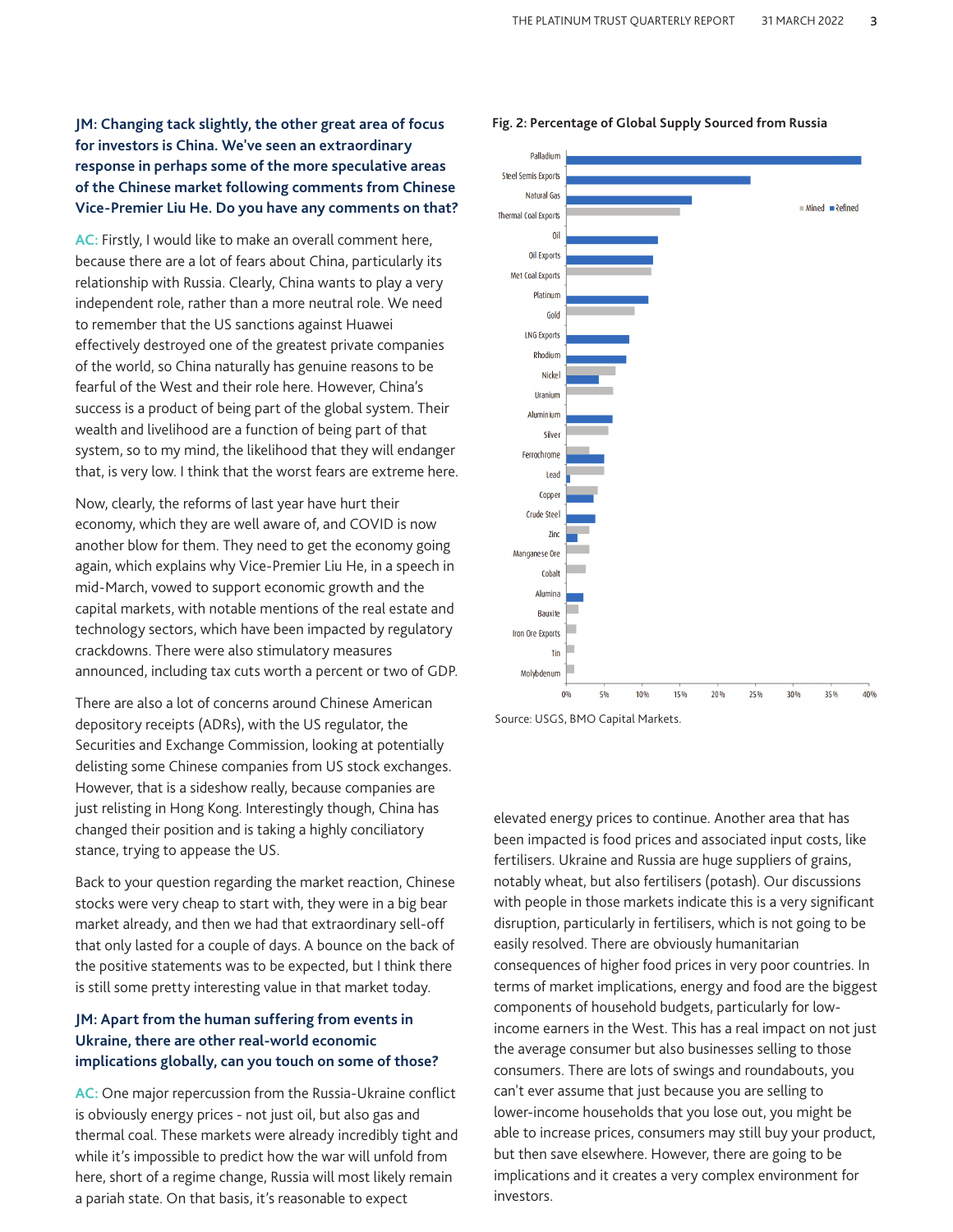**JM: Changing tack slightly, the other great area of focus for investors is China. We've seen an extraordinary response in perhaps some of the more speculative areas of the Chinese market following comments from Chinese Vice-Premier Liu He. Do you have any comments on that?**

AC: Firstly, I would like to make an overall comment here, because there are a lot of fears about China, particularly its relationship with Russia. Clearly, China wants to play a very independent role, rather than a more neutral role. We need to remember that the US sanctions against Huawei effectively destroyed one of the greatest private companies of the world, so China naturally has genuine reasons to be fearful of the West and their role here. However, China's success is a product of being part of the global system. Their wealth and livelihood are a function of being part of that system, so to my mind, the likelihood that they will endanger that, is very low. I think that the worst fears are extreme here.

Now, clearly, the reforms of last year have hurt their economy, which they are well aware of, and COVID is now another blow for them. They need to get the economy going again, which explains why Vice-Premier Liu He, in a speech in mid-March, vowed to support economic growth and the capital markets, with notable mentions of the real estate and technology sectors, which have been impacted by regulatory crackdowns. There were also stimulatory measures announced, including tax cuts worth a percent or two of GDP.

There are also a lot of concerns around Chinese American depository receipts (ADRs), with the US regulator, the Securities and Exchange Commission, looking at potentially delisting some Chinese companies from US stock exchanges. However, that is a sideshow really, because companies are just relisting in Hong Kong. Interestingly though, China has changed their position and is taking a highly conciliatory stance, trying to appease the US.

Back to your question regarding the market reaction, Chinese stocks were very cheap to start with, they were in a big bear market already, and then we had that extraordinary sell-off that only lasted for a couple of days. A bounce on the back of the positive statements was to be expected, but I think there is still some pretty interesting value in that market today.

**JM: Apart from the human suffering from events in Ukraine, there are other real-world economic implications globally, can you touch on some of those?**

AC: One major repercussion from the Russia-Ukraine conflict is obviously energy prices - not just oil, but also gas and thermal coal. These markets were already incredibly tight and while it's impossible to predict how the war will unfold from here, short of a regime change, Russia will most likely remain a pariah state. On that basis, it's reasonable to expect elevated energy prices to continue. Another area that has been impacted is food prices and associated input costs, like fertilisers. Ukraine and Russia are huge suppliers of grains, notably wheat, but also fertilisers (potash). Our discussions with people in those markets indicate this is a very significant disruption, particularly in fertilisers, which is not going to be easily resolved. There are obviously humanitarian consequences of higher food prices in very poor countries. In terms of market implications, energy and food are the biggest components of household budgets, particularly for low-income earners in the West. This has a real impact on not just the average consumer but also businesses selling to those consumers. There are lots of swings and roundabouts, you can't ever assume that just because you are selling to lower-income households that you lose out, you might be able to increase prices, consumers may still buy your product, but then save elsewhere. However, there are going to be implications and it creates a very complex environment for investors.

**Fig. 2: Percentage of Global Supply Sourced from Russia**

Mined ■ Refined

Palladium
Steel Semis Exports
Natural Gas
Thermal Coal Exports
Oil
Oil Exports
Met Coal Exports
Platinum
Gold
LNG Exports
Rhodium
Nickel
Uranium
Aluminium
Silver
Ferrochrome
Lead
Copper
Crude Steel
Zinc
Manganese Ore
Cobalt
Alumina
Bauxite
Iron Ore Exports
Tin
Molybdenum

0% 5% 10% 15% 20% 25% 30% 35% 40%

Source: USGS, BMO Capital Markets.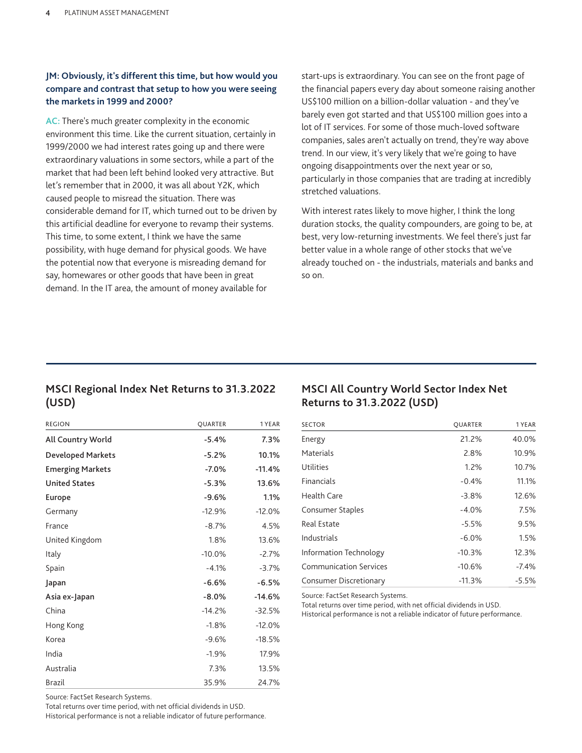**JM: Obviously, it's different this time, but how would you compare and contrast that setup to how you were seeing the markets in 1999 and 2000?**

AC: There's much greater complexity in the economic environment this time. Like the current situation, certainly in 1999/2000 we had interest rates going up and there were extraordinary valuations in some sectors, while a part of the market that had been left behind looked very attractive. But let's remember that in 2000, it was all about Y2K, which caused people to misread the situation. There was considerable demand for IT, which turned out to be driven by this artificial deadline for everyone to revamp their systems. This time, to some extent, I think we have the same possibility, with huge demand for physical goods. We have the potential now that everyone is misreading demand for say, homewares or other goods that have been in great demand. In the IT area, the amount of money available for start-ups is extraordinary. You can see on the front page of the financial papers every day about someone raising another US$100 million on a billion-dollar valuation - and they've barely even got started and that US$100 million goes into a lot of IT services. For some of those much-loved software companies, sales aren't actually on trend, they're way above trend. In our view, it's very likely that we're going to have ongoing disappointments over the next year or so, particularly in those companies that are trading at incredibly stretched valuations.

With interest rates likely to move higher, I think the long duration stocks, the quality compounders, are going to be, at best, very low-returning investments. We feel there's just far better value in a whole range of other stocks that we've already touched on - the industrials, materials and banks and so on.

## MSCI Regional Index Net Returns to 31.3.2022 (USD)

| REGION | QUARTER | 1 YEAR |
|---|---|---|
| **All Country World** | **-5.4%** | **7.3%** |
| **Developed Markets** | **-5.2%** | **10.1%** |
| **Emerging Markets** | **-7.0%** | **-11.4%** |
| **United States** | **-5.3%** | **13.6%** |
| **Europe** | **-9.6%** | **1.1%** |
| Germany | -12.9% | -12.0% |
| France | -8.7% | 4.5% |
| United Kingdom | 1.8% | 13.6% |
| Italy | -10.0% | -2.7% |
| Spain | -4.1% | -3.7% |
| **Japan** | **-6.6%** | **-6.5%** |
| **Asia ex-Japan** | **-8.0%** | **-14.6%** |
| China | -14.2% | -32.5% |
| Hong Kong | -1.8% | -12.0% |
| Korea | -9.6% | -18.5% |
| India | -1.9% | 17.9% |
| Australia | 7.3% | 13.5% |
| Brazil | 35.9% | 24.7% |

Source: FactSet Research Systems.
Total returns over time period, with net official dividends in USD.
Historical performance is not a reliable indicator of future performance.

## MSCI All Country World Sector Index Net Returns to 31.3.2022 (USD)

| SECTOR | QUARTER | 1 YEAR |
|---|---|---|
| Energy | 21.2% | 40.0% |
| Materials | 2.8% | 10.9% |
| Utilities | 1.2% | 10.7% |
| Financials | -0.4% | 11.1% |
| Health Care | -3.8% | 12.6% |
| Consumer Staples | -4.0% | 7.5% |
| Real Estate | -5.5% | 9.5% |
| Industrials | -6.0% | 1.5% |
| Information Technology | -10.3% | 12.3% |
| Communication Services | -10.6% | -7.4% |
| Consumer Discretionary | -11.3% | -5.5% |

Source: FactSet Research Systems.
Total returns over time period, with net official dividends in USD.
Historical performance is not a reliable indicator of future performance.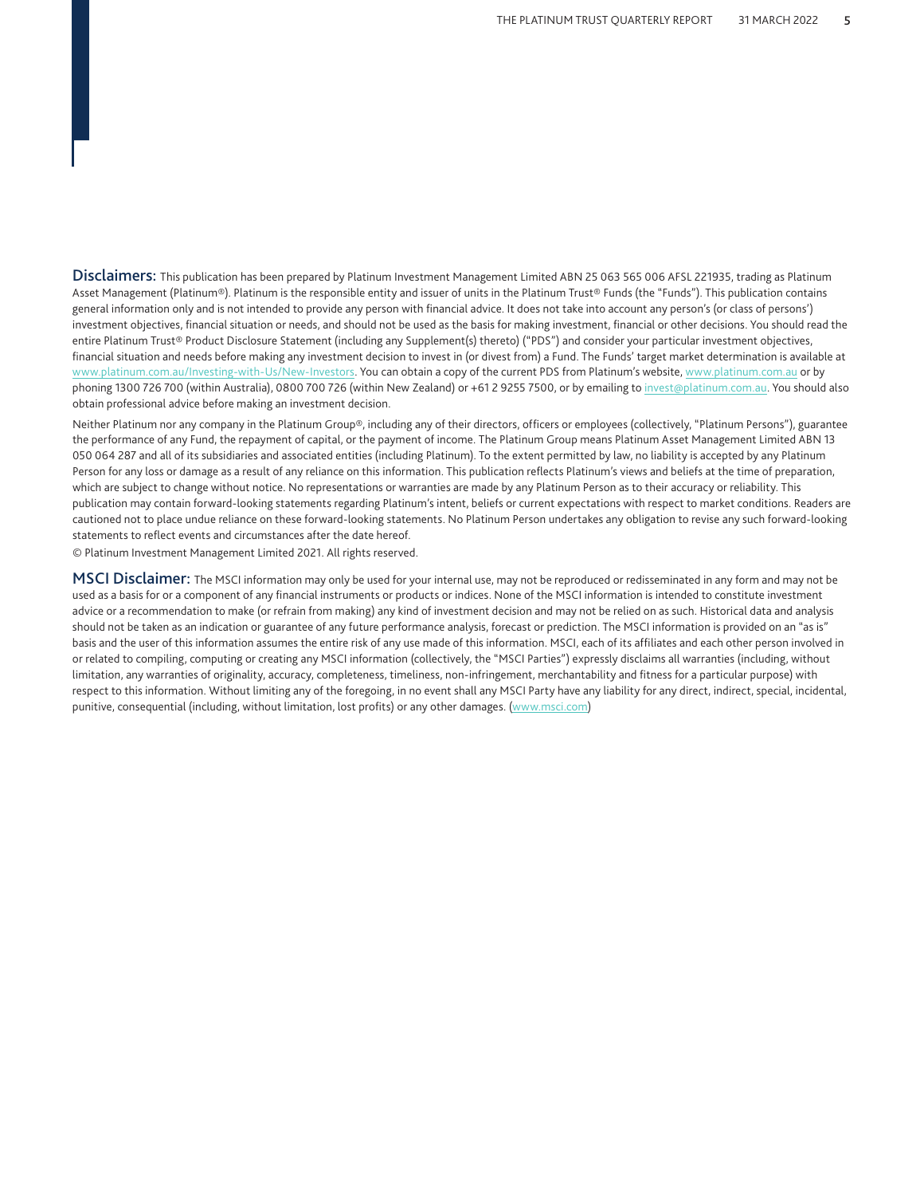**Disclaimers:** This publication has been prepared by Platinum Investment Management Limited ABN 25 063 565 006 AFSL 221935, trading as Platinum Asset Management (Platinum®). Platinum is the responsible entity and issuer of units in the Platinum Trust® Funds (the "Funds"). This publication contains general information only and is not intended to provide any person with financial advice. It does not take into account any person's (or class of persons') investment objectives, financial situation or needs, and should not be used as the basis for making investment, financial or other decisions. You should read the entire Platinum Trust® Product Disclosure Statement (including any Supplement(s) thereto) ("PDS") and consider your particular investment objectives, financial situation and needs before making any investment decision to invest in (or divest from) a Fund. The Funds' target market determination is available at www.platinum.com.au/Investing-with-Us/New-Investors. You can obtain a copy of the current PDS from Platinum's website, www.platinum.com.au or by phoning 1300 726 700 (within Australia), 0800 700 726 (within New Zealand) or +61 2 9255 7500, or by emailing to invest@platinum.com.au. You should also obtain professional advice before making an investment decision.

Neither Platinum nor any company in the Platinum Group®, including any of their directors, officers or employees (collectively, "Platinum Persons"), guarantee the performance of any Fund, the repayment of capital, or the payment of income. The Platinum Group means Platinum Asset Management Limited ABN 13 050 064 287 and all of its subsidiaries and associated entities (including Platinum). To the extent permitted by law, no liability is accepted by any Platinum Person for any loss or damage as a result of any reliance on this information. This publication reflects Platinum's views and beliefs at the time of preparation, which are subject to change without notice. No representations or warranties are made by any Platinum Person as to their accuracy or reliability. This publication may contain forward-looking statements regarding Platinum's intent, beliefs or current expectations with respect to market conditions. Readers are cautioned not to place undue reliance on these forward-looking statements. No Platinum Person undertakes any obligation to revise any such forward-looking statements to reflect events and circumstances after the date hereof.

© Platinum Investment Management Limited 2021. All rights reserved.

**MSCI Disclaimer:** The MSCI information may only be used for your internal use, may not be reproduced or redisseminated in any form and may not be used as a basis for or a component of any financial instruments or products or indices. None of the MSCI information is intended to constitute investment advice or a recommendation to make (or refrain from making) any kind of investment decision and may not be relied on as such. Historical data and analysis should not be taken as an indication or guarantee of any future performance analysis, forecast or prediction. The MSCI information is provided on an "as is" basis and the user of this information assumes the entire risk of any use made of this information. MSCI, each of its affiliates and each other person involved in or related to compiling, computing or creating any MSCI information (collectively, the "MSCI Parties") expressly disclaims all warranties (including, without limitation, any warranties of originality, accuracy, completeness, timeliness, non-infringement, merchantability and fitness for a particular purpose) with respect to this information. Without limiting any of the foregoing, in no event shall any MSCI Party have any liability for any direct, indirect, special, incidental, punitive, consequential (including, without limitation, lost profits) or any other damages. (www.msci.com)